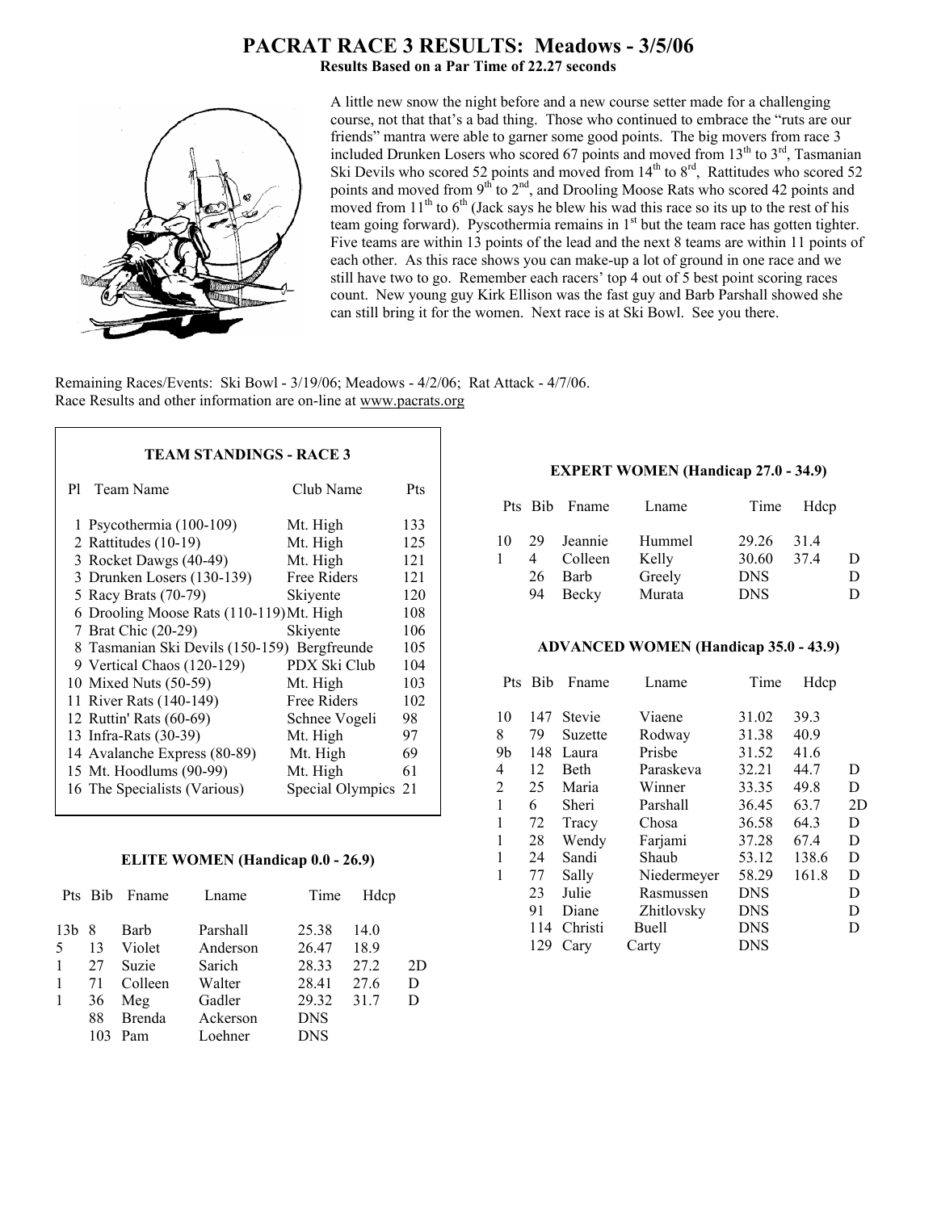# PACRAT RACE 3 RESULTS: Meadows - 3/5/06

**Results Based on a Par Time of 22.27 seconds**

A little new snow the night before and a new course setter made for a challenging course, not that that's a bad thing. Those who continued to embrace the "ruts are our friends" mantra were able to garner some good points. The big movers from race 3 included Drunken Losers who scored 67 points and moved from 13th to 3rd, Tasmanian Ski Devils who scored 52 points and moved from 14th to 8th, Rattitudes who scored 52 points and moved from 9th to 2nd, and Drooling Moose Rats who scored 42 points and moved from 11th to 6th (Jack says he blew his wad this race so its up to the rest of his team going forward). Pyscothermia remains in 1st but the team race has gotten tighter. Five teams are within 13 points of the lead and the next 8 teams are within 11 points of each other. As this race shows you can make-up a lot of ground in one race and we still have two to go. Remember each racers' top 4 out of 5 best point scoring races count. New young guy Kirk Ellison was the fast guy and Barb Parshall showed she can still bring it for the women. Next race is at Ski Bowl. See you there.

Remaining Races/Events: Ski Bowl - 3/19/06; Meadows - 4/2/06; Rat Attack - 4/7/06.
Race Results and other information are on-line at www.pacrats.org

### TEAM STANDINGS - RACE 3

| Pl | Team Name | Club Name | Pts |
|---|---|---|---|
| 1 | Psycothermia (100-109) | Mt. High | 133 |
| 2 | Rattitudes (10-19) | Mt. High | 125 |
| 3 | Rocket Dawgs (40-49) | Mt. High | 121 |
| 3 | Drunken Losers (130-139) | Free Riders | 121 |
| 5 | Racy Brats (70-79) | Skiyente | 120 |
| 6 | Drooling Moose Rats (110-119) | Mt. High | 108 |
| 7 | Brat Chic (20-29) | Skiyente | 106 |
| 8 | Tasmanian Ski Devils (150-159) | Bergfreunde | 105 |
| 9 | Vertical Chaos (120-129) | PDX Ski Club | 104 |
| 10 | Mixed Nuts (50-59) | Mt. High | 103 |
| 11 | River Rats (140-149) | Free Riders | 102 |
| 12 | Ruttin' Rats (60-69) | Schnee Vogeli | 98 |
| 13 | Infra-Rats (30-39) | Mt. High | 97 |
| 14 | Avalanche Express (80-89) | Mt. High | 69 |
| 15 | Mt. Hoodlums (90-99) | Mt. High | 61 |
| 16 | The Specialists (Various) | Special Olympics | 21 |

### ELITE WOMEN (Handicap 0.0 - 26.9)

| Pts | Bib | Fname | Lname | Time | Hdcp | |
|---|---|---|---|---|---|---|
| 13b | 8 | Barb | Parshall | 25.38 | 14.0 | |
| 5 | 13 | Violet | Anderson | 26.47 | 18.9 | |
| 1 | 27 | Suzie | Sarich | 28.33 | 27.2 | 2D |
| 1 | 71 | Colleen | Walter | 28.41 | 27.6 | D |
| 1 | 36 | Meg | Gadler | 29.32 | 31.7 | D |
| | 88 | Brenda | Ackerson | DNS | | |
| | 103 | Pam | Loehner | DNS | | |

### EXPERT WOMEN (Handicap 27.0 - 34.9)

| Pts | Bib | Fname | Lname | Time | Hdcp | |
|---|---|---|---|---|---|---|
| 10 | 29 | Jeannie | Hummel | 29.26 | 31.4 | |
| 1 | 4 | Colleen | Kelly | 30.60 | 37.4 | D |
| | 26 | Barb | Greely | DNS | | D |
| | 94 | Becky | Murata | DNS | | D |

### ADVANCED WOMEN (Handicap 35.0 - 43.9)

| Pts | Bib | Fname | Lname | Time | Hdcp | |
|---|---|---|---|---|---|---|
| 10 | 147 | Stevie | Viaene | 31.02 | 39.3 | |
| 8 | 79 | Suzette | Rodway | 31.38 | 40.9 | |
| 9b | 148 | Laura | Prisbe | 31.52 | 41.6 | |
| 4 | 12 | Beth | Paraskeva | 32.21 | 44.7 | D |
| 2 | 25 | Maria | Winner | 33.35 | 49.8 | D |
| 1 | 6 | Sheri | Parshall | 36.45 | 63.7 | 2D |
| 1 | 72 | Tracy | Chosa | 36.58 | 64.3 | D |
| 1 | 28 | Wendy | Farjami | 37.28 | 67.4 | D |
| 1 | 24 | Sandi | Shaub | 53.12 | 138.6 | D |
| 1 | 77 | Sally | Niedermeyer | 58.29 | 161.8 | D |
| | 23 | Julie | Rasmussen | DNS | | D |
| | 91 | Diane | Zhitlovsky | DNS | | D |
| | 114 | Christi | Buell | DNS | | D |
| | 129 | Cary | Carty | DNS | | |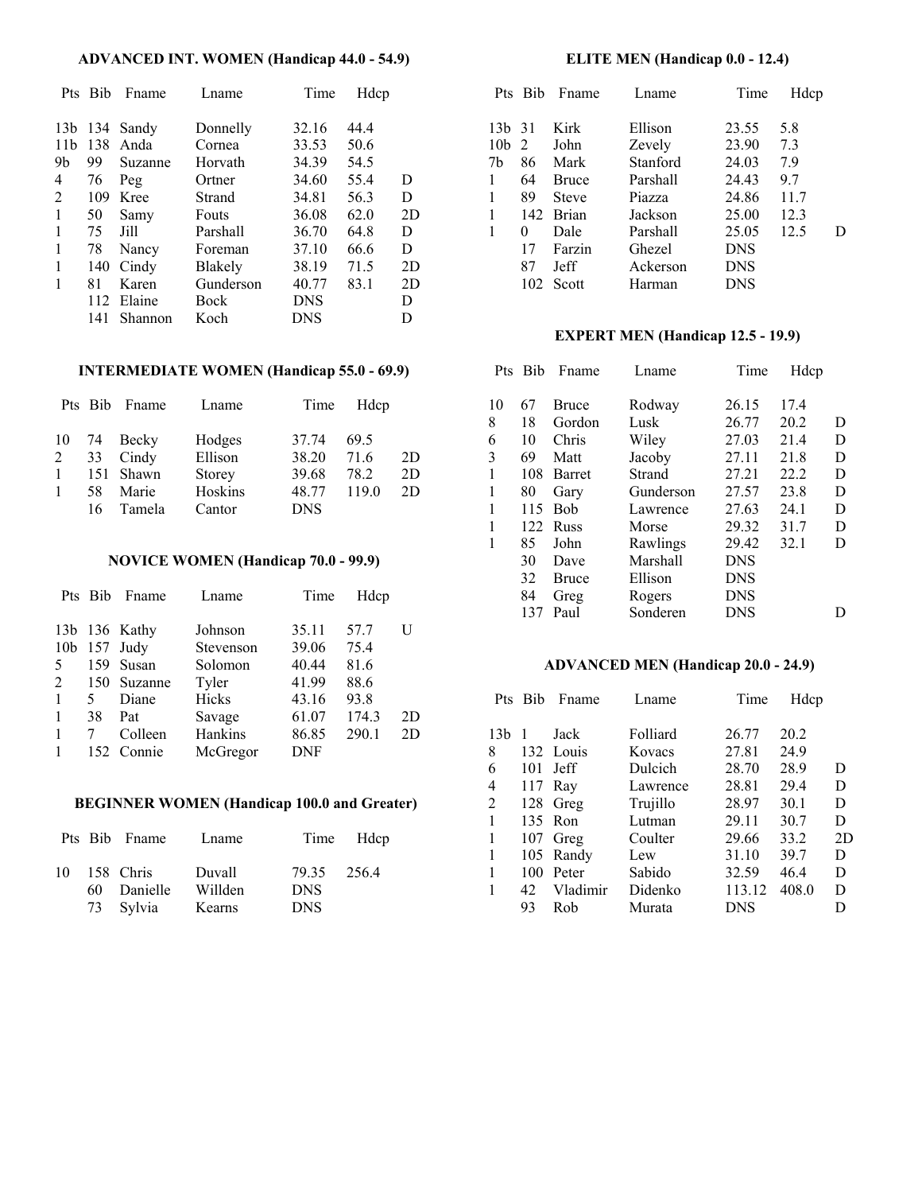### ADVANCED INT. WOMEN (Handicap 44.0 - 54.9)

| Pts | Bib | Fname | Lname | Time | Hdcp | |
|---|---|---|---|---|---|---|
| 13b | 134 | Sandy | Donnelly | 32.16 | 44.4 | |
| 11b | 138 | Anda | Cornea | 33.53 | 50.6 | |
| 9b | 99 | Suzanne | Horvath | 34.39 | 54.5 | |
| 4 | 76 | Peg | Ortner | 34.60 | 55.4 | D |
| 2 | 109 | Kree | Strand | 34.81 | 56.3 | D |
| 1 | 50 | Samy | Fouts | 36.08 | 62.0 | 2D |
| 1 | 75 | Jill | Parshall | 36.70 | 64.8 | D |
| 1 | 78 | Nancy | Foreman | 37.10 | 66.6 | D |
| 1 | 140 | Cindy | Blakely | 38.19 | 71.5 | 2D |
| 1 | 81 | Karen | Gunderson | 40.77 | 83.1 | 2D |
| | 112 | Elaine | Bock | DNS | | D |
| | 141 | Shannon | Koch | DNS | | D |

### INTERMEDIATE WOMEN (Handicap 55.0 - 69.9)

| Pts | Bib | Fname | Lname | Time | Hdcp | |
|---|---|---|---|---|---|---|
| 10 | 74 | Becky | Hodges | 37.74 | 69.5 | |
| 2 | 33 | Cindy | Ellison | 38.20 | 71.6 | 2D |
| 1 | 151 | Shawn | Storey | 39.68 | 78.2 | 2D |
| 1 | 58 | Marie | Hoskins | 48.77 | 119.0 | 2D |
| | 16 | Tamela | Cantor | DNS | | |

### NOVICE WOMEN (Handicap 70.0 - 99.9)

| Pts | Bib | Fname | Lname | Time | Hdcp | |
|---|---|---|---|---|---|---|
| 13b | 136 | Kathy | Johnson | 35.11 | 57.7 | U |
| 10b | 157 | Judy | Stevenson | 39.06 | 75.4 | |
| 5 | 159 | Susan | Solomon | 40.44 | 81.6 | |
| 2 | 150 | Suzanne | Tyler | 41.99 | 88.6 | |
| 1 | 5 | Diane | Hicks | 43.16 | 93.8 | |
| 1 | 38 | Pat | Savage | 61.07 | 174.3 | 2D |
| 1 | 7 | Colleen | Hankins | 86.85 | 290.1 | 2D |
| 1 | 152 | Connie | McGregor | DNF | | |

### BEGINNER WOMEN (Handicap 100.0 and Greater)

| Pts | Bib | Fname | Lname | Time | Hdcp |
|---|---|---|---|---|---|
| 10 | 158 | Chris | Duvall | 79.35 | 256.4 |
| | 60 | Danielle | Willden | DNS | |
| | 73 | Sylvia | Kearns | DNS | |

### ELITE MEN (Handicap 0.0 - 12.4)

| Pts | Bib | Fname | Lname | Time | Hdcp | |
|---|---|---|---|---|---|---|
| 13b | 31 | Kirk | Ellison | 23.55 | 5.8 | |
| 10b | 2 | John | Zevely | 23.90 | 7.3 | |
| 7b | 86 | Mark | Stanford | 24.03 | 7.9 | |
| 1 | 64 | Bruce | Parshall | 24.43 | 9.7 | |
| 1 | 89 | Steve | Piazza | 24.86 | 11.7 | |
| 1 | 142 | Brian | Jackson | 25.00 | 12.3 | |
| 1 | 0 | Dale | Parshall | 25.05 | 12.5 | D |
| | 17 | Farzin | Ghezel | DNS | | |
| | 87 | Jeff | Ackerson | DNS | | |
| | 102 | Scott | Harman | DNS | | |

### EXPERT MEN (Handicap 12.5 - 19.9)

| Pts | Bib | Fname | Lname | Time | Hdcp | |
|---|---|---|---|---|---|---|
| 10 | 67 | Bruce | Rodway | 26.15 | 17.4 | |
| 8 | 18 | Gordon | Lusk | 26.77 | 20.2 | D |
| 6 | 10 | Chris | Wiley | 27.03 | 21.4 | D |
| 3 | 69 | Matt | Jacoby | 27.11 | 21.8 | D |
| 1 | 108 | Barret | Strand | 27.21 | 22.2 | D |
| 1 | 80 | Gary | Gunderson | 27.57 | 23.8 | D |
| 1 | 115 | Bob | Lawrence | 27.63 | 24.1 | D |
| 1 | 122 | Russ | Morse | 29.32 | 31.7 | D |
| 1 | 85 | John | Rawlings | 29.42 | 32.1 | D |
| | 30 | Dave | Marshall | DNS | | |
| | 32 | Bruce | Ellison | DNS | | |
| | 84 | Greg | Rogers | DNS | | |
| | 137 | Paul | Sonderen | DNS | | D |

### ADVANCED MEN (Handicap 20.0 - 24.9)

| Pts | Bib | Fname | Lname | Time | Hdcp | |
|---|---|---|---|---|---|---|
| 13b | 1 | Jack | Folliard | 26.77 | 20.2 | |
| 8 | 132 | Louis | Kovacs | 27.81 | 24.9 | |
| 6 | 101 | Jeff | Dulcich | 28.70 | 28.9 | D |
| 4 | 117 | Ray | Lawrence | 28.81 | 29.4 | D |
| 2 | 128 | Greg | Trujillo | 28.97 | 30.1 | D |
| 1 | 135 | Ron | Lutman | 29.11 | 30.7 | D |
| 1 | 107 | Greg | Coulter | 29.66 | 33.2 | 2D |
| 1 | 105 | Randy | Lew | 31.10 | 39.7 | D |
| 1 | 100 | Peter | Sabido | 32.59 | 46.4 | D |
| 1 | 42 | Vladimir | Didenko | 113.12 | 408.0 | D |
| | 93 | Rob | Murata | DNS | | D |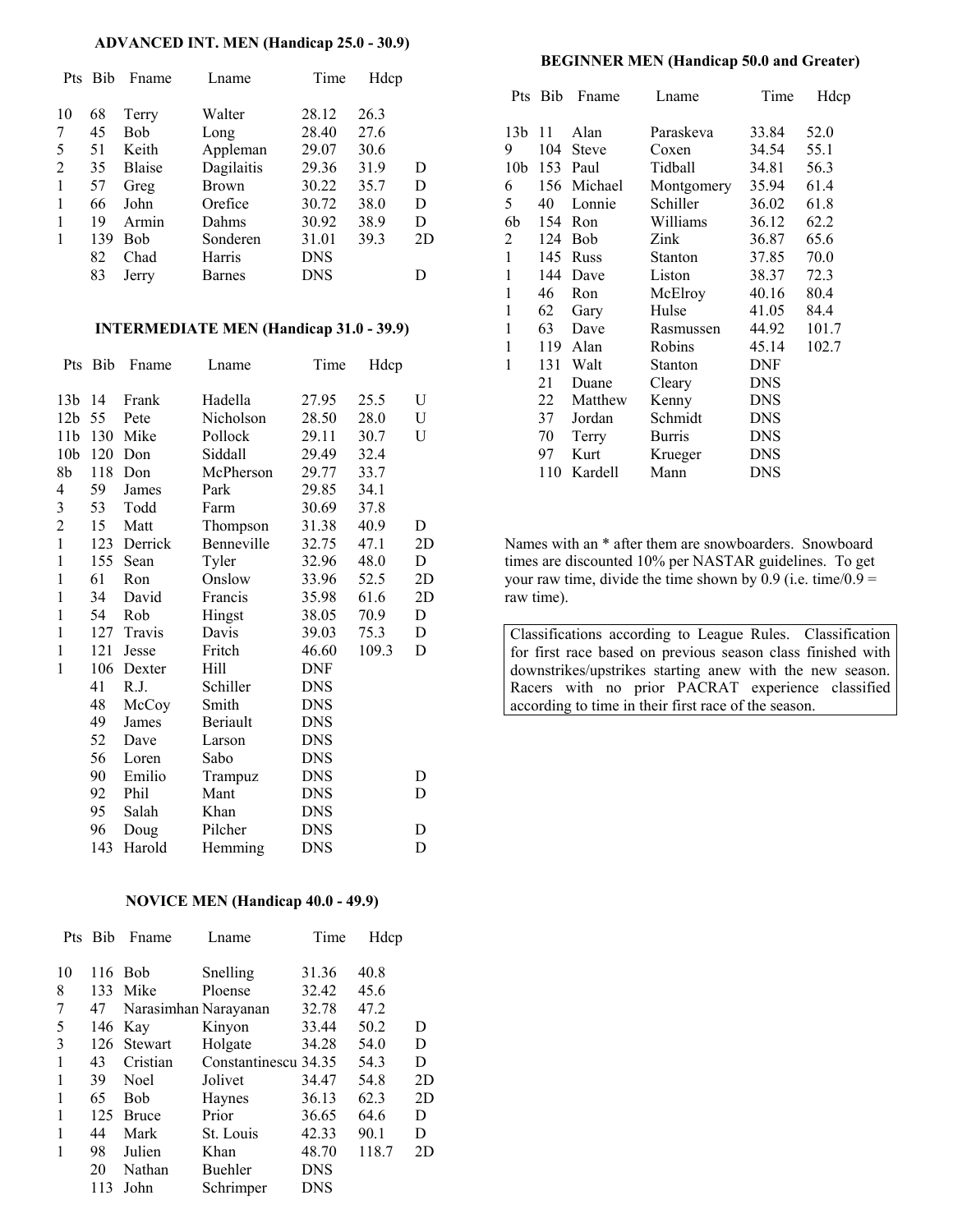### ADVANCED INT. MEN (Handicap 25.0 - 30.9)

| Pts | Bib | Fname | Lname | Time | Hdcp | |
|---|---|---|---|---|---|---|
| 10 | 68 | Terry | Walter | 28.12 | 26.3 | |
| 7 | 45 | Bob | Long | 28.40 | 27.6 | |
| 5 | 51 | Keith | Appleman | 29.07 | 30.6 | |
| 2 | 35 | Blaise | Dagilaitis | 29.36 | 31.9 | D |
| 1 | 57 | Greg | Brown | 30.22 | 35.7 | D |
| 1 | 66 | John | Orefice | 30.72 | 38.0 | D |
| 1 | 19 | Armin | Dahms | 30.92 | 38.9 | D |
| 1 | 139 | Bob | Sonderen | 31.01 | 39.3 | 2D |
| | 82 | Chad | Harris | DNS | | |
| | 83 | Jerry | Barnes | DNS | | D |

### INTERMEDIATE MEN (Handicap 31.0 - 39.9)

| Pts | Bib | Fname | Lname | Time | Hdcp | |
|---|---|---|---|---|---|---|
| 13b | 14 | Frank | Hadella | 27.95 | 25.5 | U |
| 12b | 55 | Pete | Nicholson | 28.50 | 28.0 | U |
| 11b | 130 | Mike | Pollock | 29.11 | 30.7 | U |
| 10b | 120 | Don | Siddall | 29.49 | 32.4 | |
| 8b | 118 | Don | McPherson | 29.77 | 33.7 | |
| 4 | 59 | James | Park | 29.85 | 34.1 | |
| 3 | 53 | Todd | Farm | 30.69 | 37.8 | |
| 2 | 15 | Matt | Thompson | 31.38 | 40.9 | D |
| 1 | 123 | Derrick | Benneville | 32.75 | 47.1 | 2D |
| 1 | 155 | Sean | Tyler | 32.96 | 48.0 | D |
| 1 | 61 | Ron | Onslow | 33.96 | 52.5 | 2D |
| 1 | 34 | David | Francis | 35.98 | 61.6 | 2D |
| 1 | 54 | Rob | Hingst | 38.05 | 70.9 | D |
| 1 | 127 | Travis | Davis | 39.03 | 75.3 | D |
| 1 | 121 | Jesse | Fritch | 46.60 | 109.3 | D |
| 1 | 106 | Dexter | Hill | DNF | | |
| | 41 | R.J. | Schiller | DNS | | |
| | 48 | McCoy | Smith | DNS | | |
| | 49 | James | Beriault | DNS | | |
| | 52 | Dave | Larson | DNS | | |
| | 56 | Loren | Sabo | DNS | | |
| | 90 | Emilio | Trampuz | DNS | | D |
| | 92 | Phil | Mant | DNS | | D |
| | 95 | Salah | Khan | DNS | | |
| | 96 | Doug | Pilcher | DNS | | D |
| | 143 | Harold | Hemming | DNS | | D |

### NOVICE MEN (Handicap 40.0 - 49.9)

| Pts | Bib | Fname | Lname | Time | Hdcp | |
|---|---|---|---|---|---|---|
| 10 | 116 | Bob | Snelling | 31.36 | 40.8 | |
| 8 | 133 | Mike | Ploense | 32.42 | 45.6 | |
| 7 | 47 | Narasimhan | Narayanan | 32.78 | 47.2 | |
| 5 | 146 | Kay | Kinyon | 33.44 | 50.2 | D |
| 3 | 126 | Stewart | Holgate | 34.28 | 54.0 | D |
| 1 | 43 | Cristian | Constantinescu | 34.35 | 54.3 | D |
| 1 | 39 | Noel | Jolivet | 34.47 | 54.8 | 2D |
| 1 | 65 | Bob | Haynes | 36.13 | 62.3 | 2D |
| 1 | 125 | Bruce | Prior | 36.65 | 64.6 | D |
| 1 | 44 | Mark | St. Louis | 42.33 | 90.1 | D |
| 1 | 98 | Julien | Khan | 48.70 | 118.7 | 2D |
| | 20 | Nathan | Buehler | DNS | | |
| | 113 | John | Schrimper | DNS | | |

### BEGINNER MEN (Handicap 50.0 and Greater)

| Pts | Bib | Fname | Lname | Time | Hdcp |
|---|---|---|---|---|---|
| 13b | 11 | Alan | Paraskeva | 33.84 | 52.0 |
| 9 | 104 | Steve | Coxen | 34.54 | 55.1 |
| 10b | 153 | Paul | Tidball | 34.81 | 56.3 |
| 6 | 156 | Michael | Montgomery | 35.94 | 61.4 |
| 5 | 40 | Lonnie | Schiller | 36.02 | 61.8 |
| 6b | 154 | Ron | Williams | 36.12 | 62.2 |
| 2 | 124 | Bob | Zink | 36.87 | 65.6 |
| 1 | 145 | Russ | Stanton | 37.85 | 70.0 |
| 1 | 144 | Dave | Liston | 38.37 | 72.3 |
| 1 | 46 | Ron | McElroy | 40.16 | 80.4 |
| 1 | 62 | Gary | Hulse | 41.05 | 84.4 |
| 1 | 63 | Dave | Rasmussen | 44.92 | 101.7 |
| 1 | 119 | Alan | Robins | 45.14 | 102.7 |
| 1 | 131 | Walt | Stanton | DNF | |
| | 21 | Duane | Cleary | DNS | |
| | 22 | Matthew | Kenny | DNS | |
| | 37 | Jordan | Schmidt | DNS | |
| | 70 | Terry | Burris | DNS | |
| | 97 | Kurt | Krueger | DNS | |
| | 110 | Kardell | Mann | DNS | |

Names with an * after them are snowboarders. Snowboard times are discounted 10% per NASTAR guidelines. To get your raw time, divide the time shown by 0.9 (i.e. time/0.9 = raw time).

Classifications according to League Rules. Classification for first race based on previous season class finished with downstrikes/upstrikes starting anew with the new season. Racers with no prior PACRAT experience classified according to time in their first race of the season.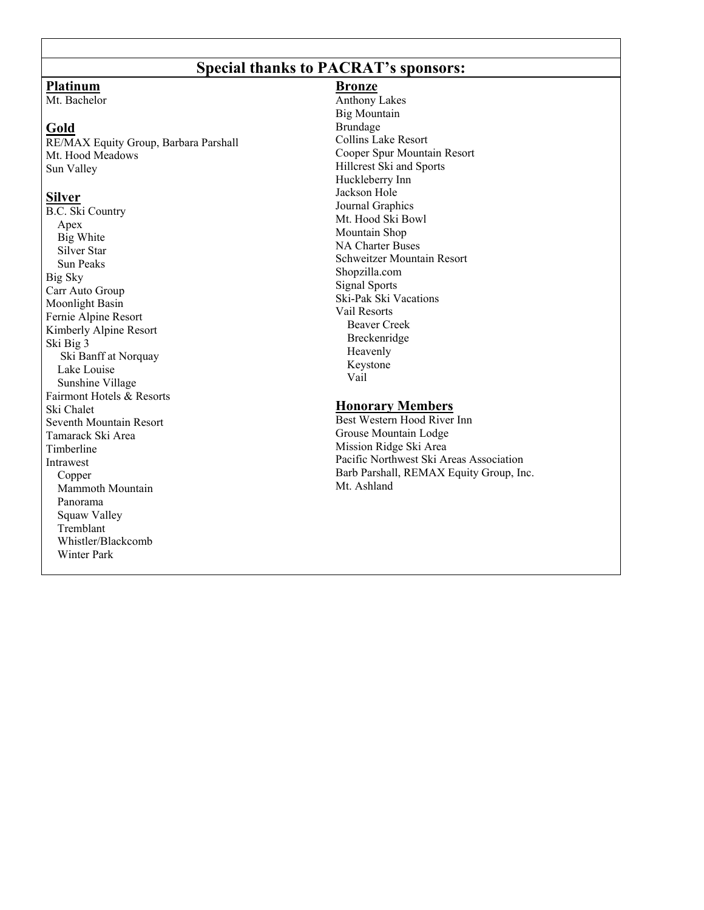## Special thanks to PACRAT's sponsors:

### Platinum

Mt. Bachelor

### Gold

RE/MAX Equity Group, Barbara Parshall
Mt. Hood Meadows
Sun Valley

### Silver

B.C. Ski Country
- Apex
- Big White
- Silver Star
- Sun Peaks

Big Sky
Carr Auto Group
Moonlight Basin
Fernie Alpine Resort
Kimberly Alpine Resort
Ski Big 3
- Ski Banff at Norquay
- Lake Louise
- Sunshine Village

Fairmont Hotels & Resorts
Ski Chalet
Seventh Mountain Resort
Tamarack Ski Area
Timberline
Intrawest
- Copper
- Mammoth Mountain
- Panorama
- Squaw Valley
- Tremblant
- Whistler/Blackcomb
- Winter Park

### Bronze

Anthony Lakes
Big Mountain
Brundage
Collins Lake Resort
Cooper Spur Mountain Resort
Hillcrest Ski and Sports
Huckleberry Inn
Jackson Hole
Journal Graphics
Mt. Hood Ski Bowl
Mountain Shop
NA Charter Buses
Schweitzer Mountain Resort
Shopzilla.com
Signal Sports
Ski-Pak Ski Vacations
Vail Resorts
- Beaver Creek
- Breckenridge
- Heavenly
- Keystone
- Vail

### Honorary Members

Best Western Hood River Inn
Grouse Mountain Lodge
Mission Ridge Ski Area
Pacific Northwest Ski Areas Association
Barb Parshall, REMAX Equity Group, Inc.
Mt. Ashland